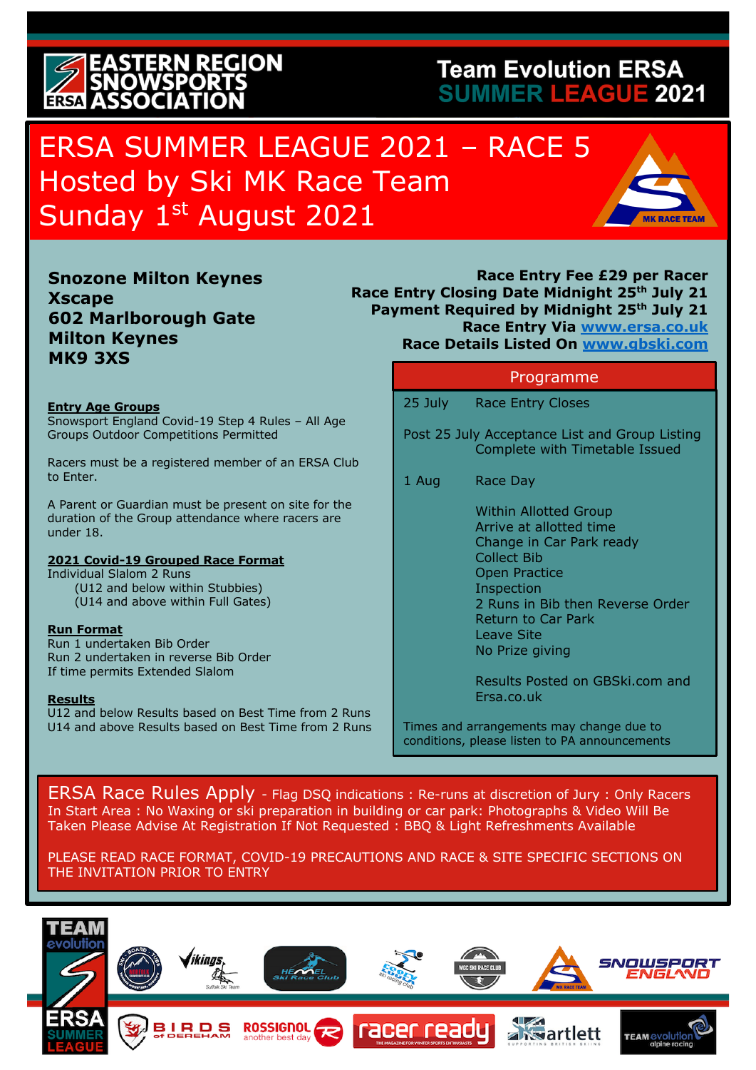EASTERN REGION SNOWSPORTS ASSOCIATION

Team Evolution ERSA SUMMER LEAGUE 2021

# ERSA SUMMER LEAGUE 2021 – RACE 5
# Hosted by Ski MK Race Team
# Sunday 1st August 2021

**Snozone Milton Keynes**
**Xscape**
**602 Marlborough Gate**
**Milton Keynes**
**MK9 3XS**

**Race Entry Fee £29 per Racer**
**Race Entry Closing Date Midnight 25th July 21**
**Payment Required by Midnight 25th July 21**
**Race Entry Via www.ersa.co.uk**
**Race Details Listed On www.gbski.com**

**Entry Age Groups**
Snowsport England Covid-19 Step 4 Rules – All Age Groups Outdoor Competitions Permitted

Racers must be a registered member of an ERSA Club to Enter.

A Parent or Guardian must be present on site for the duration of the Group attendance where racers are under 18.

**2021 Covid-19 Grouped Race Format**
Individual Slalom 2 Runs
(U12 and below within Stubbies)
(U14 and above within Full Gates)

**Run Format**
Run 1 undertaken Bib Order
Run 2 undertaken in reverse Bib Order
If time permits Extended Slalom

**Results**
U12 and below Results based on Best Time from 2 Runs
U14 and above Results based on Best Time from 2 Runs

## Programme

| | |
|---|---|
| 25 July | Race Entry Closes |
| Post 25 July | Acceptance List and Group Listing Complete with Timetable Issued |
| 1 Aug | Race Day |
| | Within Allotted Group<br>Arrive at allotted time<br>Change in Car Park ready<br>Collect Bib<br>Open Practice<br>Inspection<br>2 Runs in Bib then Reverse Order<br>Return to Car Park<br>Leave Site<br>No Prize giving |
| | Results Posted on GBSki.com and Ersa.co.uk |

Times and arrangements may change due to conditions, please listen to PA announcements

**ERSA Race Rules Apply** - Flag DSQ indications : Re-runs at discretion of Jury : Only Racers In Start Area : No Waxing or ski preparation in building or car park: Photographs & Video Will Be Taken Please Advise At Registration If Not Requested : BBQ & Light Refreshments Available

PLEASE READ RACE FORMAT, COVID-19 PRECAUTIONS AND RACE & SITE SPECIFIC SECTIONS ON THE INVITATION PRIOR TO ENTRY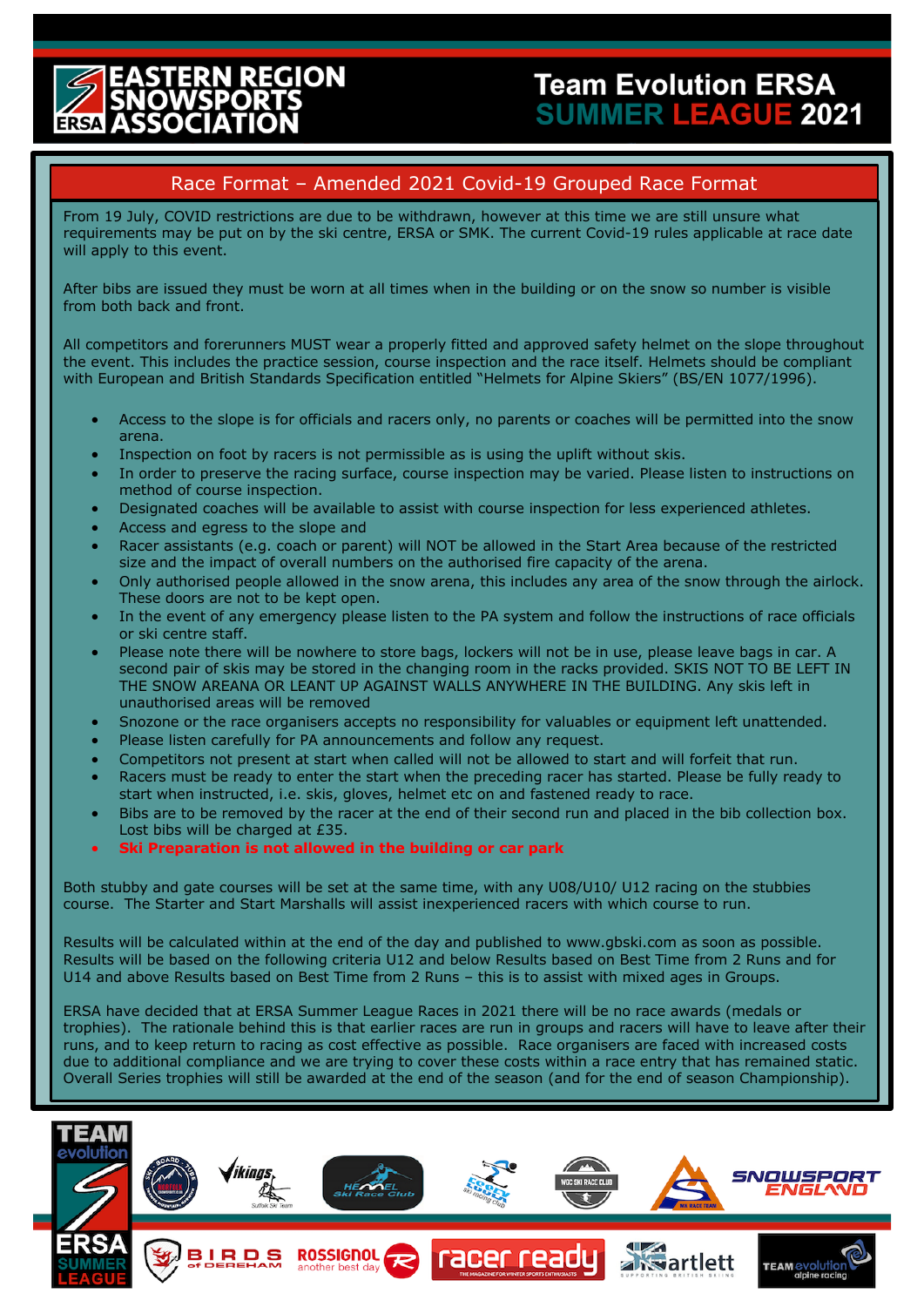# Team Evolution ERSA SUMMER LEAGUE 2021

## Race Format – Amended 2021 Covid-19 Grouped Race Format

From 19 July, COVID restrictions are due to be withdrawn, however at this time we are still unsure what requirements may be put on by the ski centre, ERSA or SMK. The current Covid-19 rules applicable at race date will apply to this event.

After bibs are issued they must be worn at all times when in the building or on the snow so number is visible from both back and front.

All competitors and forerunners MUST wear a properly fitted and approved safety helmet on the slope throughout the event. This includes the practice session, course inspection and the race itself. Helmets should be compliant with European and British Standards Specification entitled "Helmets for Alpine Skiers" (BS/EN 1077/1996).

- Access to the slope is for officials and racers only, no parents or coaches will be permitted into the snow arena.
- Inspection on foot by racers is not permissible as is using the uplift without skis.
- In order to preserve the racing surface, course inspection may be varied. Please listen to instructions on method of course inspection.
- Designated coaches will be available to assist with course inspection for less experienced athletes.
- Access and egress to the slope and
- Racer assistants (e.g. coach or parent) will NOT be allowed in the Start Area because of the restricted size and the impact of overall numbers on the authorised fire capacity of the arena.
- Only authorised people allowed in the snow arena, this includes any area of the snow through the airlock. These doors are not to be kept open.
- In the event of any emergency please listen to the PA system and follow the instructions of race officials or ski centre staff.
- Please note there will be nowhere to store bags, lockers will not be in use, please leave bags in car. A second pair of skis may be stored in the changing room in the racks provided. SKIS NOT TO BE LEFT IN THE SNOW AREANA OR LEANT UP AGAINST WALLS ANYWHERE IN THE BUILDING. Any skis left in unauthorised areas will be removed
- Snozone or the race organisers accepts no responsibility for valuables or equipment left unattended.
- Please listen carefully for PA announcements and follow any request.
- Competitors not present at start when called will not be allowed to start and will forfeit that run.
- Racers must be ready to enter the start when the preceding racer has started. Please be fully ready to start when instructed, i.e. skis, gloves, helmet etc on and fastened ready to race.
- Bibs are to be removed by the racer at the end of their second run and placed in the bib collection box. Lost bibs will be charged at £35.
- **Ski Preparation is not allowed in the building or car park**

Both stubby and gate courses will be set at the same time, with any U08/U10/ U12 racing on the stubbies course. The Starter and Start Marshalls will assist inexperienced racers with which course to run.

Results will be calculated within at the end of the day and published to www.gbski.com as soon as possible. Results will be based on the following criteria U12 and below Results based on Best Time from 2 Runs and for U14 and above Results based on Best Time from 2 Runs – this is to assist with mixed ages in Groups.

ERSA have decided that at ERSA Summer League Races in 2021 there will be no race awards (medals or trophies). The rationale behind this is that earlier races are run in groups and racers will have to leave after their runs, and to keep return to racing as cost effective as possible. Race organisers are faced with increased costs due to additional compliance and we are trying to cover these costs within a race entry that has remained static. Overall Series trophies will still be awarded at the end of the season (and for the end of season Championship).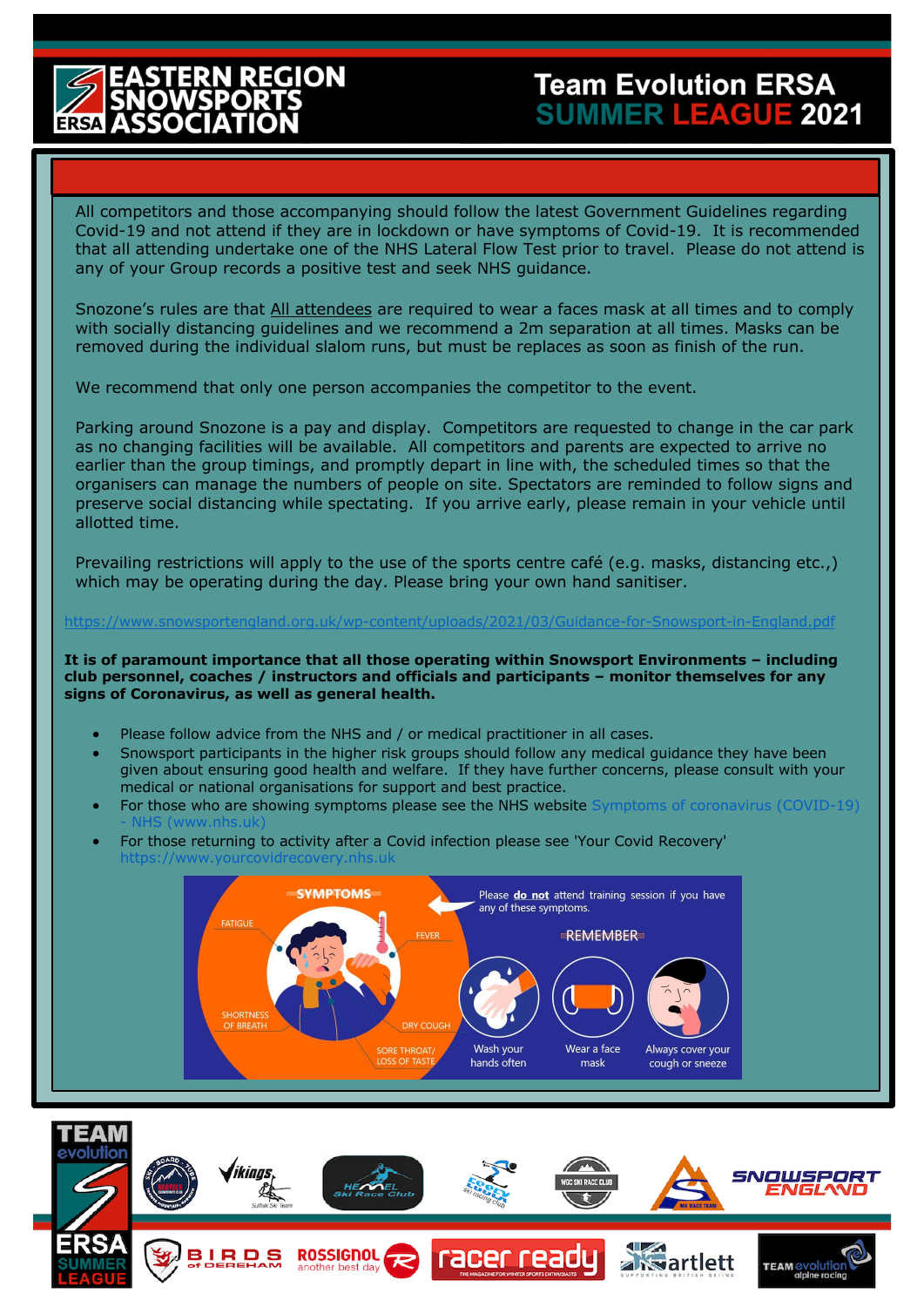All competitors and those accompanying should follow the latest Government Guidelines regarding Covid-19 and not attend if they are in lockdown or have symptoms of Covid-19. It is recommended that all attending undertake one of the NHS Lateral Flow Test prior to travel. Please do not attend is any of your Group records a positive test and seek NHS guidance.

Snozone's rules are that All attendees are required to wear a faces mask at all times and to comply with socially distancing guidelines and we recommend a 2m separation at all times. Masks can be removed during the individual slalom runs, but must be replaces as soon as finish of the run.

We recommend that only one person accompanies the competitor to the event.

Parking around Snozone is a pay and display. Competitors are requested to change in the car park as no changing facilities will be available. All competitors and parents are expected to arrive no earlier than the group timings, and promptly depart in line with, the scheduled times so that the organisers can manage the numbers of people on site. Spectators are reminded to follow signs and preserve social distancing while spectating. If you arrive early, please remain in your vehicle until allotted time.

Prevailing restrictions will apply to the use of the sports centre café (e.g. masks, distancing etc.,) which may be operating during the day. Please bring your own hand sanitiser.

https://www.snowsportengland.org.uk/wp-content/uploads/2021/03/Guidance-for-Snowsport-in-England.pdf

**It is of paramount importance that all those operating within Snowsport Environments – including club personnel, coaches / instructors and officials and participants – monitor themselves for any signs of Coronavirus, as well as general health.**

- Please follow advice from the NHS and / or medical practitioner in all cases.
- Snowsport participants in the higher risk groups should follow any medical guidance they have been given about ensuring good health and welfare. If they have further concerns, please consult with your medical or national organisations for support and best practice.
- For those who are showing symptoms please see the NHS website Symptoms of coronavirus (COVID-19) - NHS (www.nhs.uk)
- For those returning to activity after a Covid infection please see 'Your Covid Recovery' https://www.yourcovidrecovery.nhs.uk

SYMPTOMS: FATIGUE, FEVER, SHORTNESS OF BREATH, DRY COUGH, SORE THROAT/ LOSS OF TASTE

Please **do not** attend training session if you have any of these symptoms.

REMEMBER: Wash your hands often. Wear a face mask. Always cover your cough or sneeze.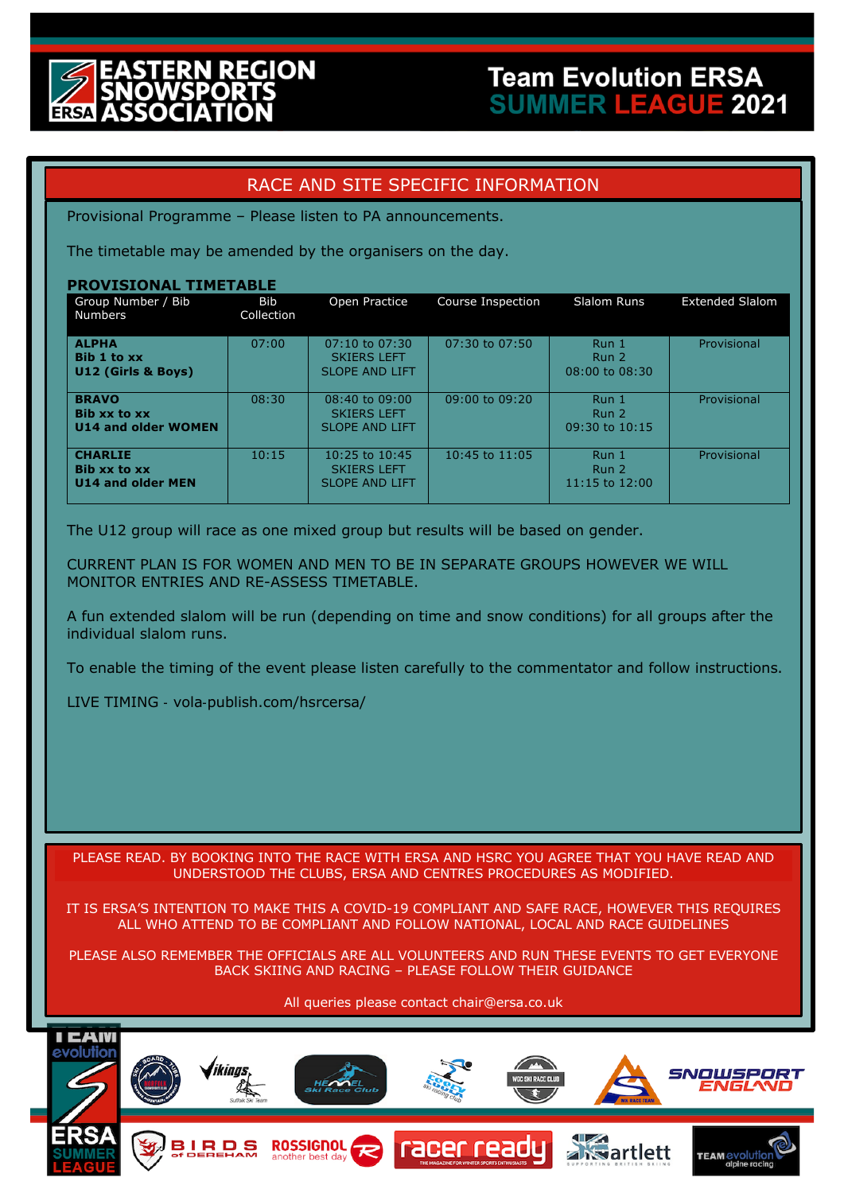# Team Evolution ERSA SUMMER LEAGUE 2021

EASTERN REGION SNOWSPORTS ASSOCIATION

## RACE AND SITE SPECIFIC INFORMATION

Provisional Programme – Please listen to PA announcements.

The timetable may be amended by the organisers on the day.

**PROVISIONAL TIMETABLE**

| Group Number / Bib Numbers | Bib Collection | Open Practice | Course Inspection | Slalom Runs | Extended Slalom |
|---|---|---|---|---|---|
| **ALPHA Bib 1 to xx U12 (Girls & Boys)** | 07:00 | 07:10 to 07:30 SKIERS LEFT SLOPE AND LIFT | 07:30 to 07:50 | Run 1 Run 2 08:00 to 08:30 | Provisional |
| **BRAVO Bib xx to xx U14 and older WOMEN** | 08:30 | 08:40 to 09:00 SKIERS LEFT SLOPE AND LIFT | 09:00 to 09:20 | Run 1 Run 2 09:30 to 10:15 | Provisional |
| **CHARLIE Bib xx to xx U14 and older MEN** | 10:15 | 10:25 to 10:45 SKIERS LEFT SLOPE AND LIFT | 10:45 to 11:05 | Run 1 Run 2 11:15 to 12:00 | Provisional |

The U12 group will race as one mixed group but results will be based on gender.

CURRENT PLAN IS FOR WOMEN AND MEN TO BE IN SEPARATE GROUPS HOWEVER WE WILL MONITOR ENTRIES AND RE-ASSESS TIMETABLE.

A fun extended slalom will be run (depending on time and snow conditions) for all groups after the individual slalom runs.

To enable the timing of the event please listen carefully to the commentator and follow instructions.

LIVE TIMING - vola-publish.com/hsrcersa/

PLEASE READ. BY BOOKING INTO THE RACE WITH ERSA AND HSRC YOU AGREE THAT YOU HAVE READ AND UNDERSTOOD THE CLUBS, ERSA AND CENTRES PROCEDURES AS MODIFIED.

IT IS ERSA'S INTENTION TO MAKE THIS A COVID-19 COMPLIANT AND SAFE RACE, HOWEVER THIS REQUIRES ALL WHO ATTEND TO BE COMPLIANT AND FOLLOW NATIONAL, LOCAL AND RACE GUIDELINES

PLEASE ALSO REMEMBER THE OFFICIALS ARE ALL VOLUNTEERS AND RUN THESE EVENTS TO GET EVERYONE BACK SKIING AND RACING – PLEASE FOLLOW THEIR GUIDANCE

All queries please contact chair@ersa.co.uk